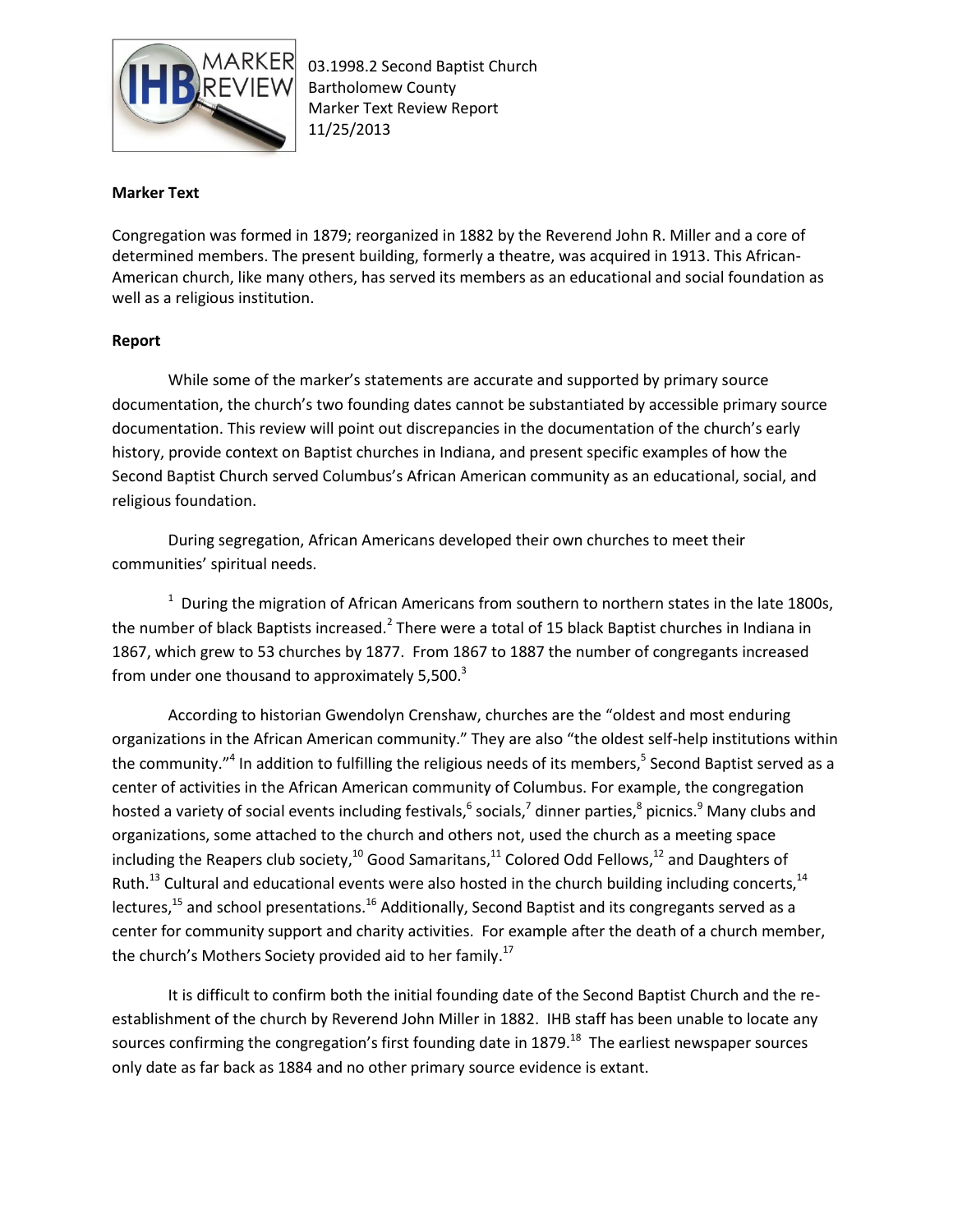03.1998.2 Second Baptist Church
Bartholomew County
Marker Text Review Report
11/25/2013

**Marker Text**

Congregation was formed in 1879; reorganized in 1882 by the Reverend John R. Miller and a core of determined members. The present building, formerly a theatre, was acquired in 1913. This African-American church, like many others, has served its members as an educational and social foundation as well as a religious institution.

**Report**

While some of the marker's statements are accurate and supported by primary source documentation, the church's two founding dates cannot be substantiated by accessible primary source documentation. This review will point out discrepancies in the documentation of the church's early history, provide context on Baptist churches in Indiana, and present specific examples of how the Second Baptist Church served Columbus's African American community as an educational, social, and religious foundation.

During segregation, African Americans developed their own churches to meet their communities' spiritual needs.

[1] During the migration of African Americans from southern to northern states in the late 1800s, the number of black Baptists increased.[2] There were a total of 15 black Baptist churches in Indiana in 1867, which grew to 53 churches by 1877. From 1867 to 1887 the number of congregants increased from under one thousand to approximately 5,500.[3]

According to historian Gwendolyn Crenshaw, churches are the "oldest and most enduring organizations in the African American community." They are also "the oldest self-help institutions within the community."[4] In addition to fulfilling the religious needs of its members,[5] Second Baptist served as a center of activities in the African American community of Columbus. For example, the congregation hosted a variety of social events including festivals,[6] socials,[7] dinner parties,[8] picnics.[9] Many clubs and organizations, some attached to the church and others not, used the church as a meeting space including the Reapers club society,[10] Good Samaritans,[11] Colored Odd Fellows,[12] and Daughters of Ruth.[13] Cultural and educational events were also hosted in the church building including concerts,[14] lectures,[15] and school presentations.[16] Additionally, Second Baptist and its congregants served as a center for community support and charity activities. For example after the death of a church member, the church's Mothers Society provided aid to her family.[17]

It is difficult to confirm both the initial founding date of the Second Baptist Church and the re-establishment of the church by Reverend John Miller in 1882. IHB staff has been unable to locate any sources confirming the congregation's first founding date in 1879.[18] The earliest newspaper sources only date as far back as 1884 and no other primary source evidence is extant.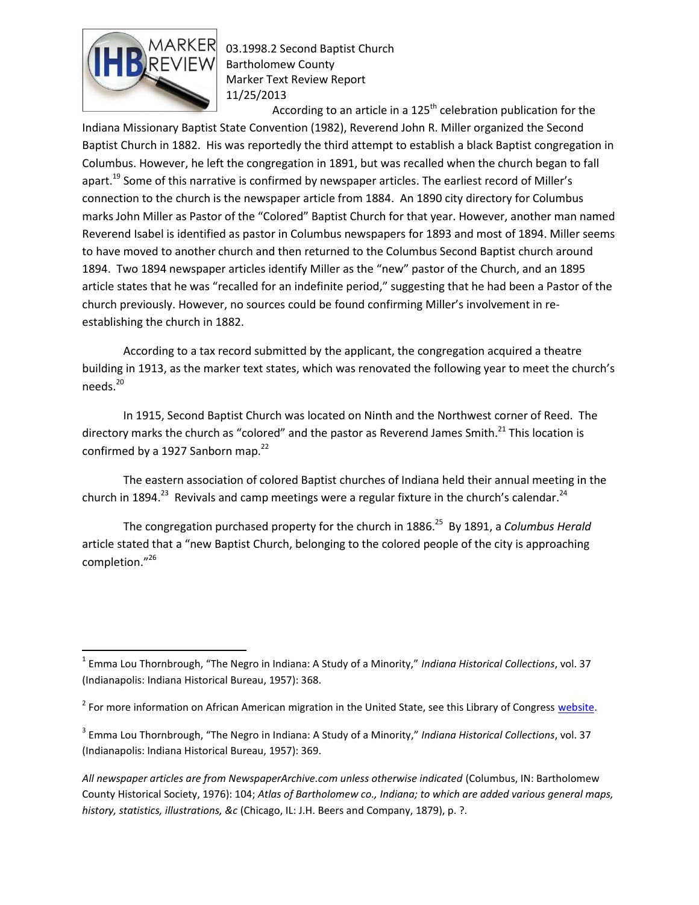According to an article in a 125th celebration publication for the Indiana Missionary Baptist State Convention (1982), Reverend John R. Miller organized the Second Baptist Church in 1882. His was reportedly the third attempt to establish a black Baptist congregation in Columbus. However, he left the congregation in 1891, but was recalled when the church began to fall apart.[19] Some of this narrative is confirmed by newspaper articles. The earliest record of Miller's connection to the church is the newspaper article from 1884. An 1890 city directory for Columbus marks John Miller as Pastor of the "Colored" Baptist Church for that year. However, another man named Reverend Isabel is identified as pastor in Columbus newspapers for 1893 and most of 1894. Miller seems to have moved to another church and then returned to the Columbus Second Baptist church around 1894. Two 1894 newspaper articles identify Miller as the "new" pastor of the Church, and an 1895 article states that he was "recalled for an indefinite period," suggesting that he had been a Pastor of the church previously. However, no sources could be found confirming Miller's involvement in re-establishing the church in 1882.

According to a tax record submitted by the applicant, the congregation acquired a theatre building in 1913, as the marker text states, which was renovated the following year to meet the church's needs.[20]

In 1915, Second Baptist Church was located on Ninth and the Northwest corner of Reed. The directory marks the church as "colored" and the pastor as Reverend James Smith.[21] This location is confirmed by a 1927 Sanborn map.[22]

The eastern association of colored Baptist churches of Indiana held their annual meeting in the church in 1894.[23] Revivals and camp meetings were a regular fixture in the church's calendar.[24]

The congregation purchased property for the church in 1886.[25] By 1891, a *Columbus Herald* article stated that a "new Baptist Church, belonging to the colored people of the city is approaching completion."[26]

---

[1] Emma Lou Thornbrough, "The Negro in Indiana: A Study of a Minority," *Indiana Historical Collections*, vol. 37 (Indianapolis: Indiana Historical Bureau, 1957): 368.

[2] For more information on African American migration in the United State, see this Library of Congress website.

[3] Emma Lou Thornbrough, "The Negro in Indiana: A Study of a Minority," *Indiana Historical Collections*, vol. 37 (Indianapolis: Indiana Historical Bureau, 1957): 369.

*All newspaper articles are from NewspaperArchive.com unless otherwise indicated* (Columbus, IN: Bartholomew County Historical Society, 1976): 104; *Atlas of Bartholomew co., Indiana; to which are added various general maps, history, statistics, illustrations, &c* (Chicago, IL: J.H. Beers and Company, 1879), p. ?.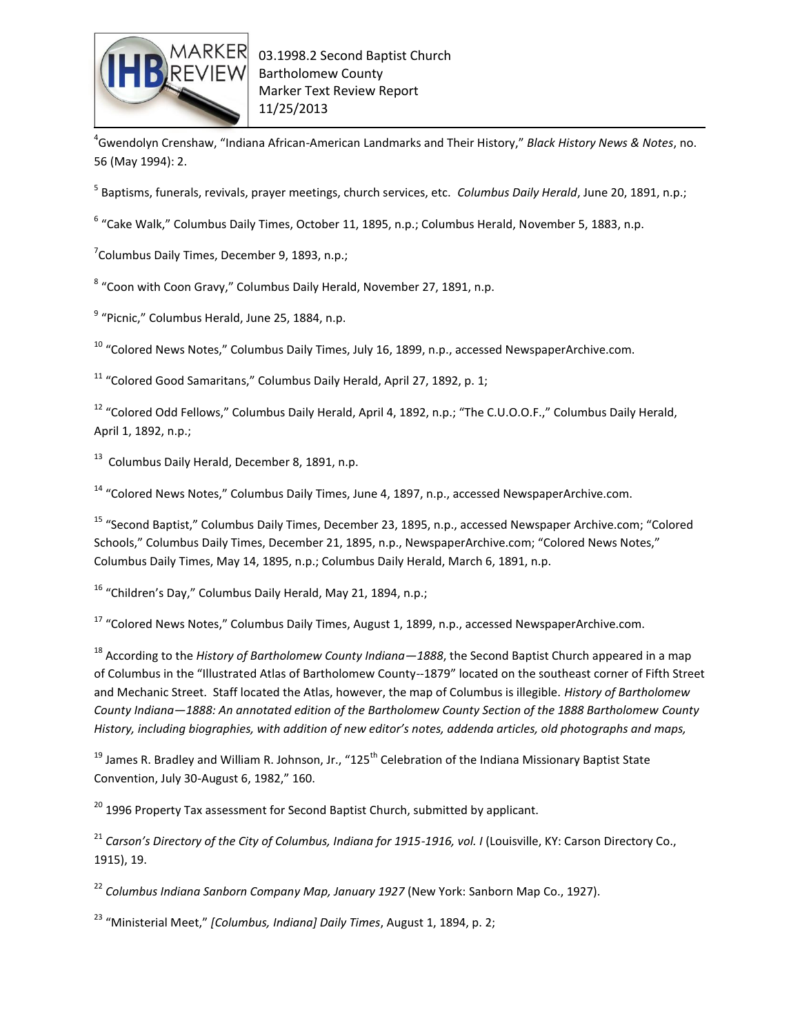[4]Gwendolyn Crenshaw, "Indiana African-American Landmarks and Their History," *Black History News & Notes*, no. 56 (May 1994): 2.

[5] Baptisms, funerals, revivals, prayer meetings, church services, etc. *Columbus Daily Herald*, June 20, 1891, n.p.;

[6] "Cake Walk," Columbus Daily Times, October 11, 1895, n.p.; Columbus Herald, November 5, 1883, n.p.

[7]Columbus Daily Times, December 9, 1893, n.p.;

[8] "Coon with Coon Gravy," Columbus Daily Herald, November 27, 1891, n.p.

[9] "Picnic," Columbus Herald, June 25, 1884, n.p.

[10] "Colored News Notes," Columbus Daily Times, July 16, 1899, n.p., accessed NewspaperArchive.com.

[11] "Colored Good Samaritans," Columbus Daily Herald, April 27, 1892, p. 1;

[12] "Colored Odd Fellows," Columbus Daily Herald, April 4, 1892, n.p.; "The C.U.O.O.F.," Columbus Daily Herald, April 1, 1892, n.p.;

[13] Columbus Daily Herald, December 8, 1891, n.p.

[14] "Colored News Notes," Columbus Daily Times, June 4, 1897, n.p., accessed NewspaperArchive.com.

[15] "Second Baptist," Columbus Daily Times, December 23, 1895, n.p., accessed Newspaper Archive.com; "Colored Schools," Columbus Daily Times, December 21, 1895, n.p., NewspaperArchive.com; "Colored News Notes," Columbus Daily Times, May 14, 1895, n.p.; Columbus Daily Herald, March 6, 1891, n.p.

[16] "Children's Day," Columbus Daily Herald, May 21, 1894, n.p.;

[17] "Colored News Notes," Columbus Daily Times, August 1, 1899, n.p., accessed NewspaperArchive.com.

[18] According to the *History of Bartholomew County Indiana—1888*, the Second Baptist Church appeared in a map of Columbus in the "Illustrated Atlas of Bartholomew County--1879" located on the southeast corner of Fifth Street and Mechanic Street. Staff located the Atlas, however, the map of Columbus is illegible. *History of Bartholomew County Indiana—1888: An annotated edition of the Bartholomew County Section of the 1888 Bartholomew County History, including biographies, with addition of new editor's notes, addenda articles, old photographs and maps,*

[19] James R. Bradley and William R. Johnson, Jr., "125th Celebration of the Indiana Missionary Baptist State Convention, July 30-August 6, 1982," 160.

[20] 1996 Property Tax assessment for Second Baptist Church, submitted by applicant.

[21] *Carson's Directory of the City of Columbus, Indiana for 1915-1916, vol. I* (Louisville, KY: Carson Directory Co., 1915), 19.

[22] *Columbus Indiana Sanborn Company Map, January 1927* (New York: Sanborn Map Co., 1927).

[23] "Ministerial Meet," *[Columbus, Indiana] Daily Times*, August 1, 1894, p. 2;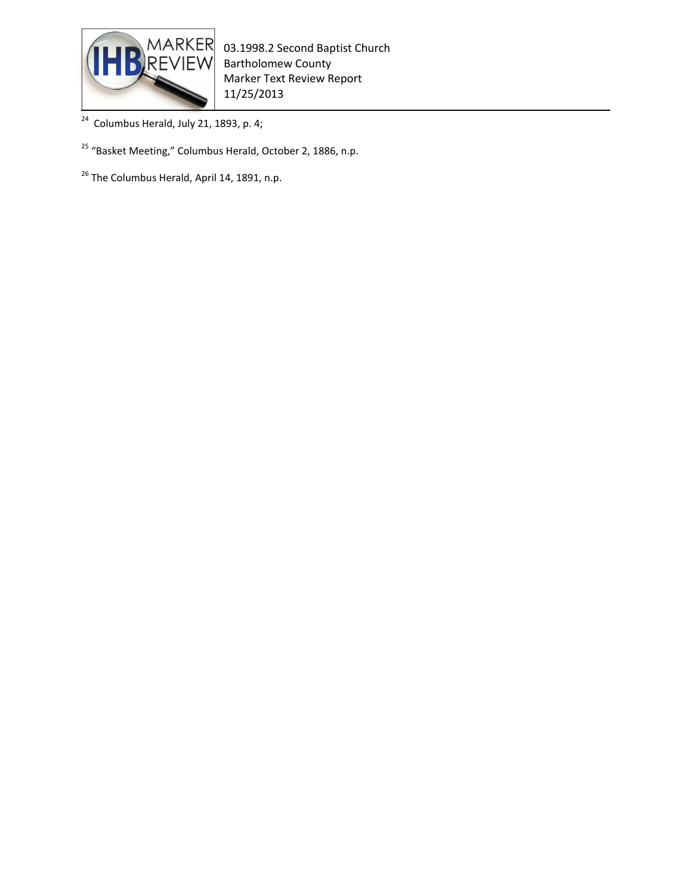[24] Columbus Herald, July 21, 1893, p. 4;

[25] "Basket Meeting," Columbus Herald, October 2, 1886, n.p.

[26] The Columbus Herald, April 14, 1891, n.p.